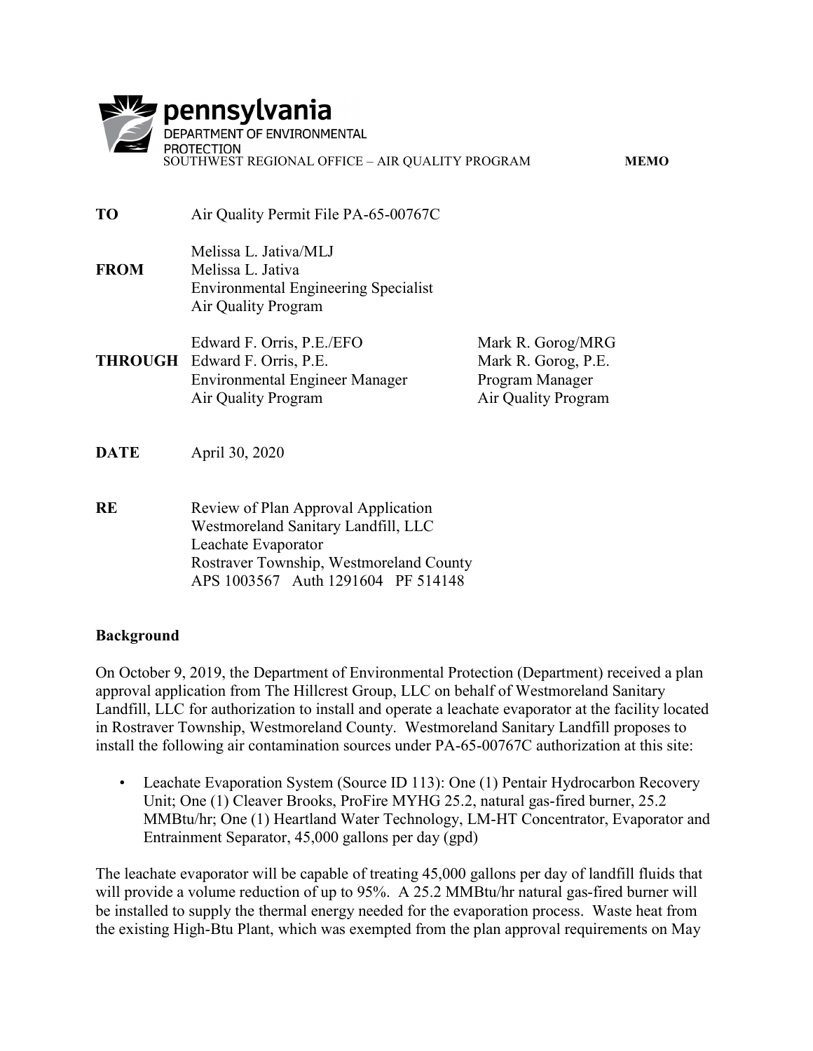pennsylvania
DEPARTMENT OF ENVIRONMENTAL PROTECTION
SOUTHWEST REGIONAL OFFICE – AIR QUALITY PROGRAM **MEMO**

| | | |
|---|---|---|
| **TO** | Air Quality Permit File PA-65-00767C | |
| **FROM** | Melissa L. Jativa/MLJ<br>Melissa L. Jativa<br>Environmental Engineering Specialist<br>Air Quality Program | |
| **THROUGH** | Edward F. Orris, P.E./EFO<br>Edward F. Orris, P.E.<br>Environmental Engineer Manager<br>Air Quality Program | Mark R. Gorog/MRG<br>Mark R. Gorog, P.E.<br>Program Manager<br>Air Quality Program |
| **DATE** | April 30, 2020 | |
| **RE** | Review of Plan Approval Application<br>Westmoreland Sanitary Landfill, LLC<br>Leachate Evaporator<br>Rostraver Township, Westmoreland County<br>APS 1003567 Auth 1291604 PF 514148 | |

## Background

On October 9, 2019, the Department of Environmental Protection (Department) received a plan approval application from The Hillcrest Group, LLC on behalf of Westmoreland Sanitary Landfill, LLC for authorization to install and operate a leachate evaporator at the facility located in Rostraver Township, Westmoreland County. Westmoreland Sanitary Landfill proposes to install the following air contamination sources under PA-65-00767C authorization at this site:

- Leachate Evaporation System (Source ID 113): One (1) Pentair Hydrocarbon Recovery Unit; One (1) Cleaver Brooks, ProFire MYHG 25.2, natural gas-fired burner, 25.2 MMBtu/hr; One (1) Heartland Water Technology, LM-HT Concentrator, Evaporator and Entrainment Separator, 45,000 gallons per day (gpd)

The leachate evaporator will be capable of treating 45,000 gallons per day of landfill fluids that will provide a volume reduction of up to 95%. A 25.2 MMBtu/hr natural gas-fired burner will be installed to supply the thermal energy needed for the evaporation process. Waste heat from the existing High-Btu Plant, which was exempted from the plan approval requirements on May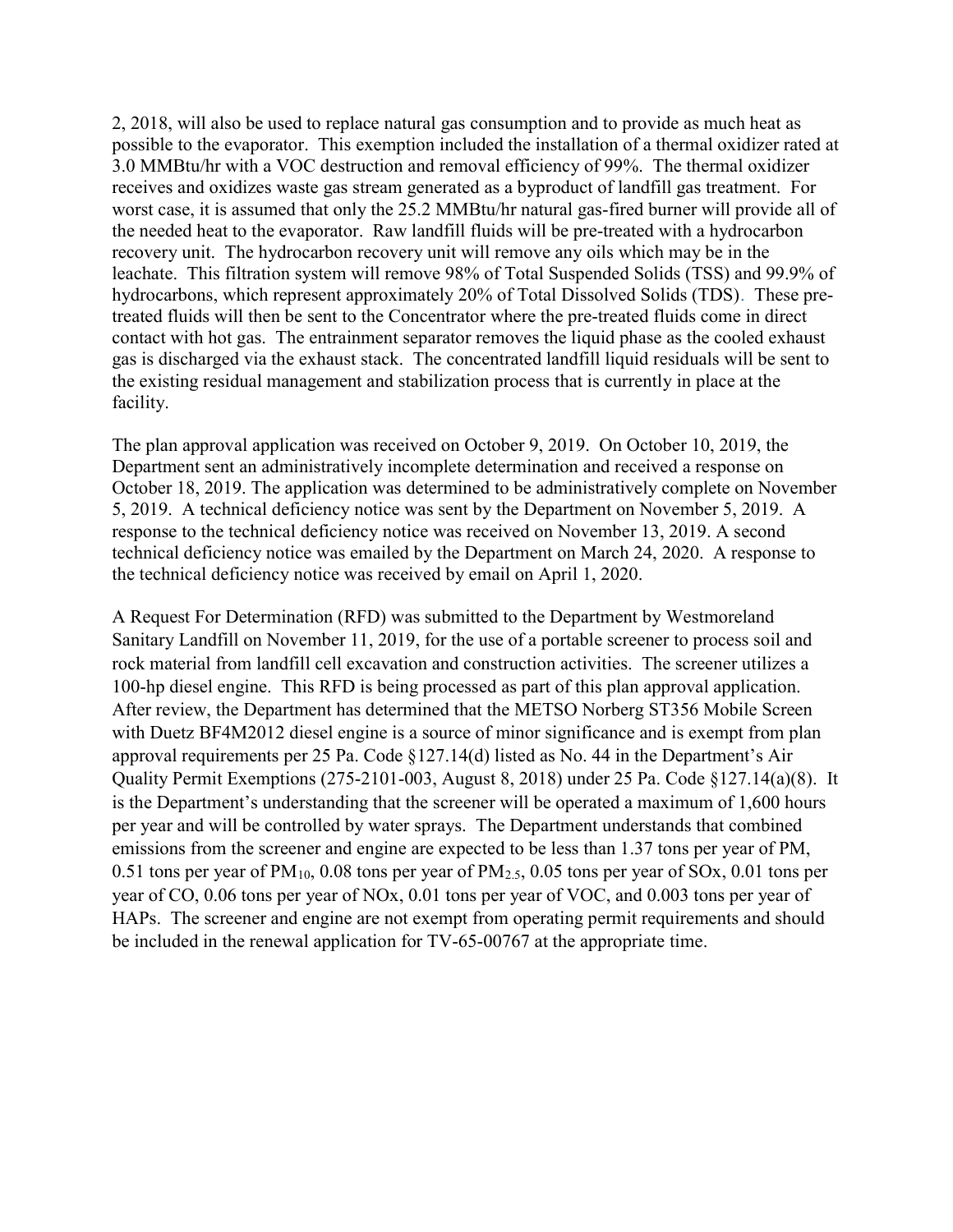2, 2018, will also be used to replace natural gas consumption and to provide as much heat as possible to the evaporator. This exemption included the installation of a thermal oxidizer rated at 3.0 MMBtu/hr with a VOC destruction and removal efficiency of 99%. The thermal oxidizer receives and oxidizes waste gas stream generated as a byproduct of landfill gas treatment. For worst case, it is assumed that only the 25.2 MMBtu/hr natural gas-fired burner will provide all of the needed heat to the evaporator. Raw landfill fluids will be pre-treated with a hydrocarbon recovery unit. The hydrocarbon recovery unit will remove any oils which may be in the leachate. This filtration system will remove 98% of Total Suspended Solids (TSS) and 99.9% of hydrocarbons, which represent approximately 20% of Total Dissolved Solids (TDS). These pre-treated fluids will then be sent to the Concentrator where the pre-treated fluids come in direct contact with hot gas. The entrainment separator removes the liquid phase as the cooled exhaust gas is discharged via the exhaust stack. The concentrated landfill liquid residuals will be sent to the existing residual management and stabilization process that is currently in place at the facility.

The plan approval application was received on October 9, 2019. On October 10, 2019, the Department sent an administratively incomplete determination and received a response on October 18, 2019. The application was determined to be administratively complete on November 5, 2019. A technical deficiency notice was sent by the Department on November 5, 2019. A response to the technical deficiency notice was received on November 13, 2019. A second technical deficiency notice was emailed by the Department on March 24, 2020. A response to the technical deficiency notice was received by email on April 1, 2020.

A Request For Determination (RFD) was submitted to the Department by Westmoreland Sanitary Landfill on November 11, 2019, for the use of a portable screener to process soil and rock material from landfill cell excavation and construction activities. The screener utilizes a 100-hp diesel engine. This RFD is being processed as part of this plan approval application. After review, the Department has determined that the METSO Norberg ST356 Mobile Screen with Duetz BF4M2012 diesel engine is a source of minor significance and is exempt from plan approval requirements per 25 Pa. Code §127.14(d) listed as No. 44 in the Department's Air Quality Permit Exemptions (275-2101-003, August 8, 2018) under 25 Pa. Code §127.14(a)(8). It is the Department's understanding that the screener will be operated a maximum of 1,600 hours per year and will be controlled by water sprays. The Department understands that combined emissions from the screener and engine are expected to be less than 1.37 tons per year of PM, 0.51 tons per year of $PM_{10}$, 0.08 tons per year of $PM_{2.5}$, 0.05 tons per year of SOx, 0.01 tons per year of CO, 0.06 tons per year of NOx, 0.01 tons per year of VOC, and 0.003 tons per year of HAPs. The screener and engine are not exempt from operating permit requirements and should be included in the renewal application for TV-65-00767 at the appropriate time.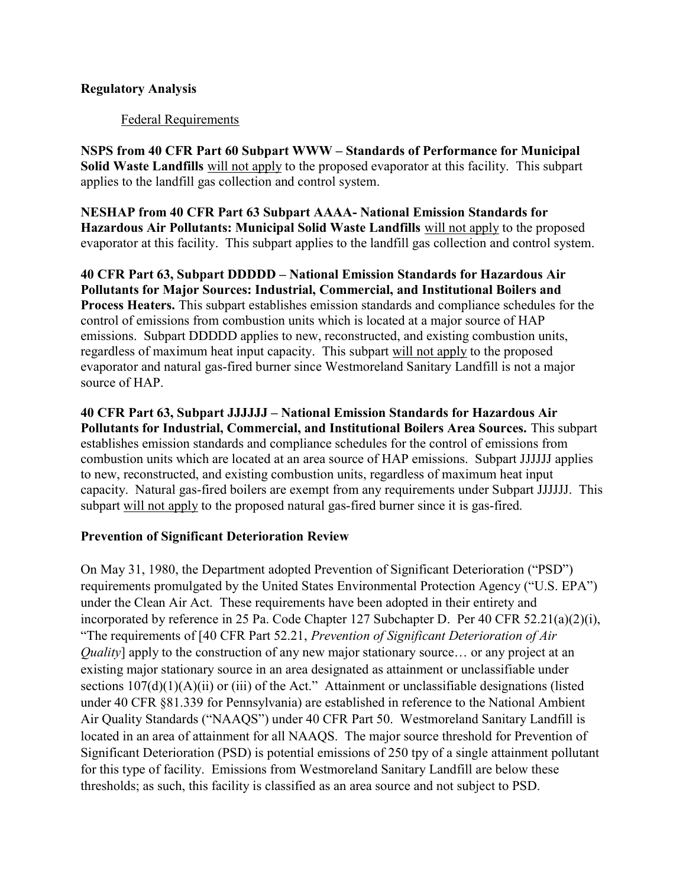**Regulatory Analysis**

Federal Requirements

**NSPS from 40 CFR Part 60 Subpart WWW – Standards of Performance for Municipal Solid Waste Landfills** will not apply to the proposed evaporator at this facility. This subpart applies to the landfill gas collection and control system.

**NESHAP from 40 CFR Part 63 Subpart AAAA- National Emission Standards for Hazardous Air Pollutants: Municipal Solid Waste Landfills** will not apply to the proposed evaporator at this facility. This subpart applies to the landfill gas collection and control system.

**40 CFR Part 63, Subpart DDDDD – National Emission Standards for Hazardous Air Pollutants for Major Sources: Industrial, Commercial, and Institutional Boilers and Process Heaters.** This subpart establishes emission standards and compliance schedules for the control of emissions from combustion units which is located at a major source of HAP emissions. Subpart DDDDD applies to new, reconstructed, and existing combustion units, regardless of maximum heat input capacity. This subpart will not apply to the proposed evaporator and natural gas-fired burner since Westmoreland Sanitary Landfill is not a major source of HAP.

**40 CFR Part 63, Subpart JJJJJJ – National Emission Standards for Hazardous Air Pollutants for Industrial, Commercial, and Institutional Boilers Area Sources.** This subpart establishes emission standards and compliance schedules for the control of emissions from combustion units which are located at an area source of HAP emissions. Subpart JJJJJJ applies to new, reconstructed, and existing combustion units, regardless of maximum heat input capacity. Natural gas-fired boilers are exempt from any requirements under Subpart JJJJJJ. This subpart will not apply to the proposed natural gas-fired burner since it is gas-fired.

**Prevention of Significant Deterioration Review**

On May 31, 1980, the Department adopted Prevention of Significant Deterioration ("PSD") requirements promulgated by the United States Environmental Protection Agency ("U.S. EPA") under the Clean Air Act. These requirements have been adopted in their entirety and incorporated by reference in 25 Pa. Code Chapter 127 Subchapter D. Per 40 CFR 52.21(a)(2)(i), "The requirements of [40 CFR Part 52.21, *Prevention of Significant Deterioration of Air Quality*] apply to the construction of any new major stationary source… or any project at an existing major stationary source in an area designated as attainment or unclassifiable under sections 107(d)(1)(A)(ii) or (iii) of the Act." Attainment or unclassifiable designations (listed under 40 CFR §81.339 for Pennsylvania) are established in reference to the National Ambient Air Quality Standards ("NAAQS") under 40 CFR Part 50. Westmoreland Sanitary Landfill is located in an area of attainment for all NAAQS. The major source threshold for Prevention of Significant Deterioration (PSD) is potential emissions of 250 tpy of a single attainment pollutant for this type of facility. Emissions from Westmoreland Sanitary Landfill are below these thresholds; as such, this facility is classified as an area source and not subject to PSD.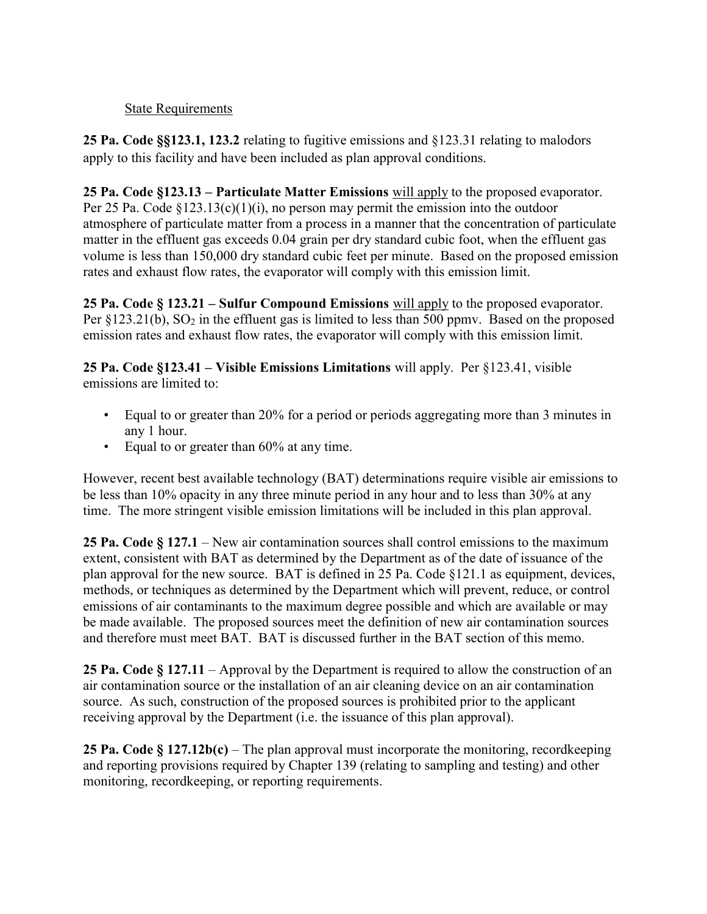<u>State Requirements</u>

**25 Pa. Code §§123.1, 123.2** relating to fugitive emissions and §123.31 relating to malodors apply to this facility and have been included as plan approval conditions.

**25 Pa. Code §123.13 – Particulate Matter Emissions** <u>will apply</u> to the proposed evaporator. Per 25 Pa. Code §123.13(c)(1)(i), no person may permit the emission into the outdoor atmosphere of particulate matter from a process in a manner that the concentration of particulate matter in the effluent gas exceeds 0.04 grain per dry standard cubic foot, when the effluent gas volume is less than 150,000 dry standard cubic feet per minute. Based on the proposed emission rates and exhaust flow rates, the evaporator will comply with this emission limit.

**25 Pa. Code § 123.21 – Sulfur Compound Emissions** <u>will apply</u> to the proposed evaporator. Per §123.21(b), $SO_2$ in the effluent gas is limited to less than 500 ppmv. Based on the proposed emission rates and exhaust flow rates, the evaporator will comply with this emission limit.

**25 Pa. Code §123.41 – Visible Emissions Limitations** will apply. Per §123.41, visible emissions are limited to:

- Equal to or greater than 20% for a period or periods aggregating more than 3 minutes in any 1 hour.
- Equal to or greater than 60% at any time.

However, recent best available technology (BAT) determinations require visible air emissions to be less than 10% opacity in any three minute period in any hour and to less than 30% at any time. The more stringent visible emission limitations will be included in this plan approval.

**25 Pa. Code § 127.1** – New air contamination sources shall control emissions to the maximum extent, consistent with BAT as determined by the Department as of the date of issuance of the plan approval for the new source. BAT is defined in 25 Pa. Code §121.1 as equipment, devices, methods, or techniques as determined by the Department which will prevent, reduce, or control emissions of air contaminants to the maximum degree possible and which are available or may be made available. The proposed sources meet the definition of new air contamination sources and therefore must meet BAT. BAT is discussed further in the BAT section of this memo.

**25 Pa. Code § 127.11** – Approval by the Department is required to allow the construction of an air contamination source or the installation of an air cleaning device on an air contamination source. As such, construction of the proposed sources is prohibited prior to the applicant receiving approval by the Department (i.e. the issuance of this plan approval).

**25 Pa. Code § 127.12b(c)** – The plan approval must incorporate the monitoring, recordkeeping and reporting provisions required by Chapter 139 (relating to sampling and testing) and other monitoring, recordkeeping, or reporting requirements.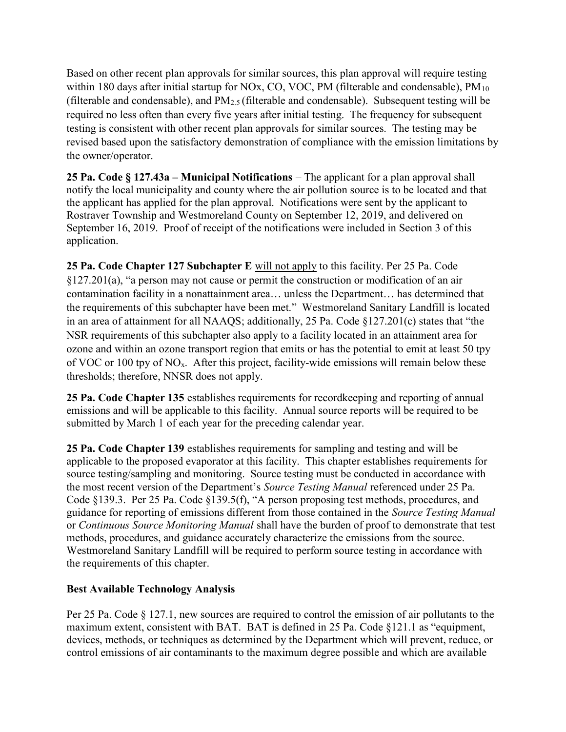Based on other recent plan approvals for similar sources, this plan approval will require testing within 180 days after initial startup for NOx, CO, VOC, PM (filterable and condensable), $PM_{10}$ (filterable and condensable), and $PM_{2.5}$ (filterable and condensable). Subsequent testing will be required no less often than every five years after initial testing. The frequency for subsequent testing is consistent with other recent plan approvals for similar sources. The testing may be revised based upon the satisfactory demonstration of compliance with the emission limitations by the owner/operator.

**25 Pa. Code § 127.43a – Municipal Notifications** – The applicant for a plan approval shall notify the local municipality and county where the air pollution source is to be located and that the applicant has applied for the plan approval. Notifications were sent by the applicant to Rostraver Township and Westmoreland County on September 12, 2019, and delivered on September 16, 2019. Proof of receipt of the notifications were included in Section 3 of this application.

**25 Pa. Code Chapter 127 Subchapter E** <u>will not apply</u> to this facility. Per 25 Pa. Code §127.201(a), "a person may not cause or permit the construction or modification of an air contamination facility in a nonattainment area… unless the Department… has determined that the requirements of this subchapter have been met." Westmoreland Sanitary Landfill is located in an area of attainment for all NAAQS; additionally, 25 Pa. Code §127.201(c) states that "the NSR requirements of this subchapter also apply to a facility located in an attainment area for ozone and within an ozone transport region that emits or has the potential to emit at least 50 tpy of VOC or 100 tpy of $NO_x$. After this project, facility-wide emissions will remain below these thresholds; therefore, NNSR does not apply.

**25 Pa. Code Chapter 135** establishes requirements for recordkeeping and reporting of annual emissions and will be applicable to this facility. Annual source reports will be required to be submitted by March 1 of each year for the preceding calendar year.

**25 Pa. Code Chapter 139** establishes requirements for sampling and testing and will be applicable to the proposed evaporator at this facility. This chapter establishes requirements for source testing/sampling and monitoring. Source testing must be conducted in accordance with the most recent version of the Department's *Source Testing Manual* referenced under 25 Pa. Code §139.3. Per 25 Pa. Code §139.5(f), "A person proposing test methods, procedures, and guidance for reporting of emissions different from those contained in the *Source Testing Manual* or *Continuous Source Monitoring Manual* shall have the burden of proof to demonstrate that test methods, procedures, and guidance accurately characterize the emissions from the source. Westmoreland Sanitary Landfill will be required to perform source testing in accordance with the requirements of this chapter.

**Best Available Technology Analysis**

Per 25 Pa. Code § 127.1, new sources are required to control the emission of air pollutants to the maximum extent, consistent with BAT. BAT is defined in 25 Pa. Code §121.1 as "equipment, devices, methods, or techniques as determined by the Department which will prevent, reduce, or control emissions of air contaminants to the maximum degree possible and which are available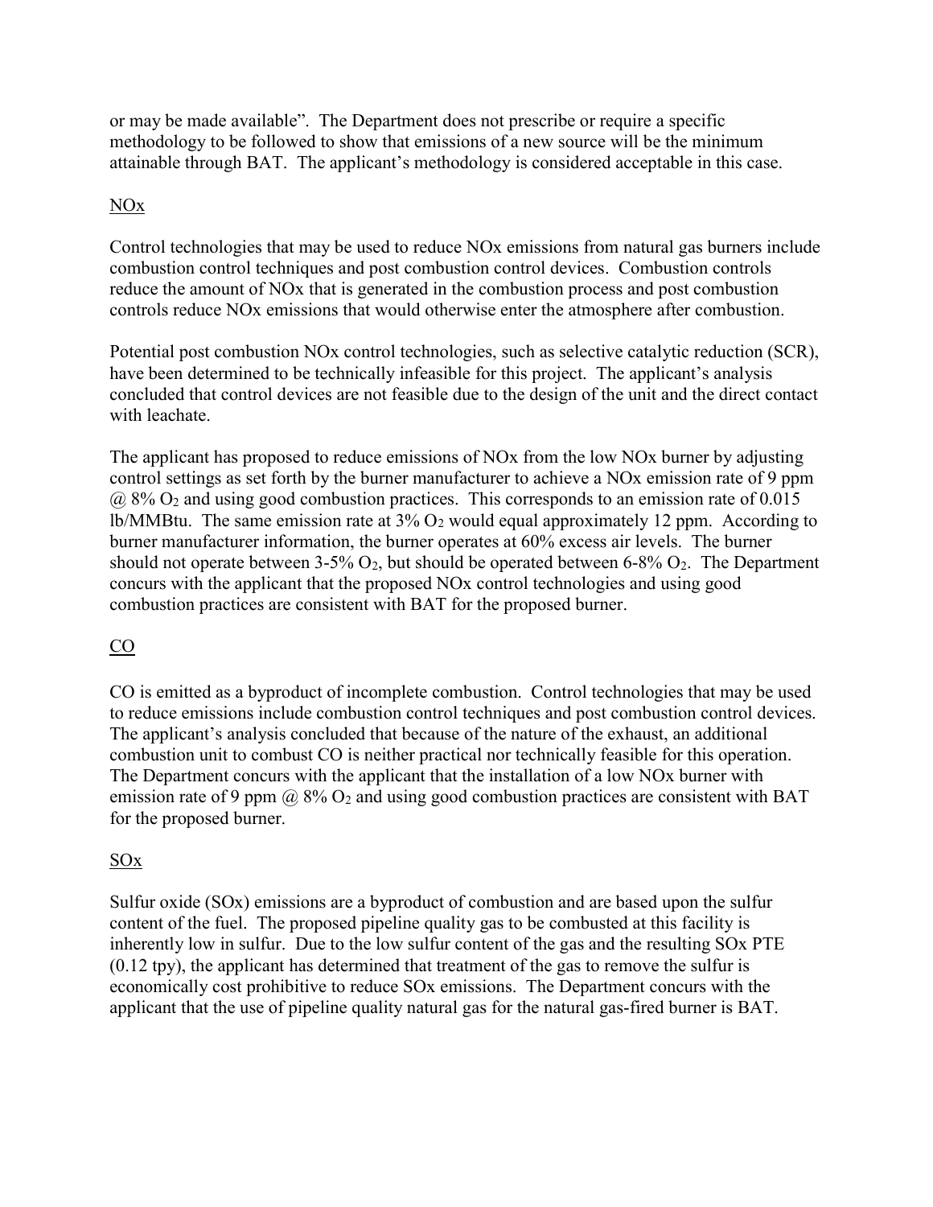or may be made available". The Department does not prescribe or require a specific methodology to be followed to show that emissions of a new source will be the minimum attainable through BAT. The applicant's methodology is considered acceptable in this case.

## NOx

Control technologies that may be used to reduce NOx emissions from natural gas burners include combustion control techniques and post combustion control devices. Combustion controls reduce the amount of NOx that is generated in the combustion process and post combustion controls reduce NOx emissions that would otherwise enter the atmosphere after combustion.

Potential post combustion NOx control technologies, such as selective catalytic reduction (SCR), have been determined to be technically infeasible for this project. The applicant's analysis concluded that control devices are not feasible due to the design of the unit and the direct contact with leachate.

The applicant has proposed to reduce emissions of NOx from the low NOx burner by adjusting control settings as set forth by the burner manufacturer to achieve a NOx emission rate of 9 ppm @ 8% $O_2$ and using good combustion practices. This corresponds to an emission rate of 0.015 lb/MMBtu. The same emission rate at 3% $O_2$ would equal approximately 12 ppm. According to burner manufacturer information, the burner operates at 60% excess air levels. The burner should not operate between 3-5% $O_2$, but should be operated between 6-8% $O_2$. The Department concurs with the applicant that the proposed NOx control technologies and using good combustion practices are consistent with BAT for the proposed burner.

## CO

CO is emitted as a byproduct of incomplete combustion. Control technologies that may be used to reduce emissions include combustion control techniques and post combustion control devices. The applicant's analysis concluded that because of the nature of the exhaust, an additional combustion unit to combust CO is neither practical nor technically feasible for this operation. The Department concurs with the applicant that the installation of a low NOx burner with emission rate of 9 ppm @ 8% $O_2$ and using good combustion practices are consistent with BAT for the proposed burner.

## SOx

Sulfur oxide (SOx) emissions are a byproduct of combustion and are based upon the sulfur content of the fuel. The proposed pipeline quality gas to be combusted at this facility is inherently low in sulfur. Due to the low sulfur content of the gas and the resulting SOx PTE (0.12 tpy), the applicant has determined that treatment of the gas to remove the sulfur is economically cost prohibitive to reduce SOx emissions. The Department concurs with the applicant that the use of pipeline quality natural gas for the natural gas-fired burner is BAT.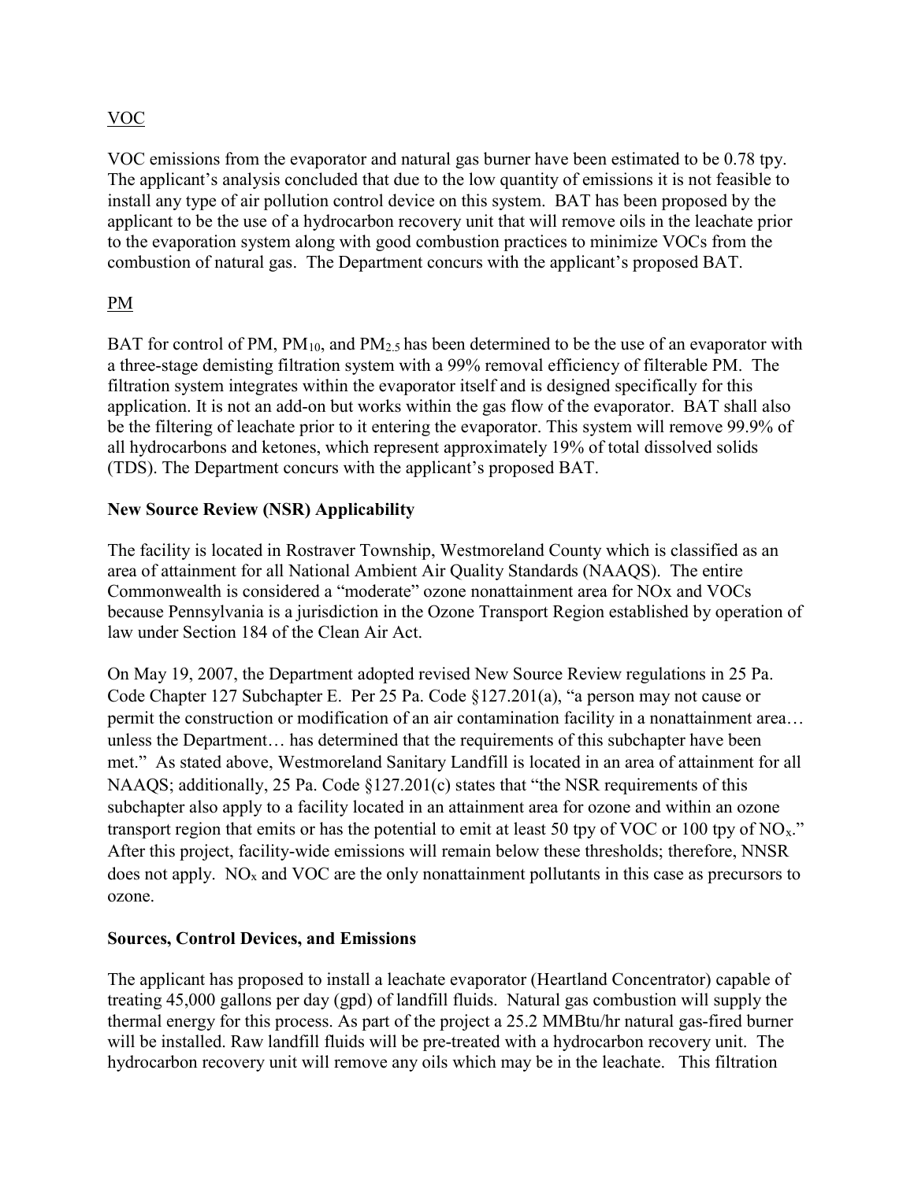VOC

VOC emissions from the evaporator and natural gas burner have been estimated to be 0.78 tpy. The applicant's analysis concluded that due to the low quantity of emissions it is not feasible to install any type of air pollution control device on this system. BAT has been proposed by the applicant to be the use of a hydrocarbon recovery unit that will remove oils in the leachate prior to the evaporation system along with good combustion practices to minimize VOCs from the combustion of natural gas. The Department concurs with the applicant's proposed BAT.

PM

BAT for control of PM, $PM_{10}$, and $PM_{2.5}$ has been determined to be the use of an evaporator with a three-stage demisting filtration system with a 99% removal efficiency of filterable PM. The filtration system integrates within the evaporator itself and is designed specifically for this application. It is not an add-on but works within the gas flow of the evaporator. BAT shall also be the filtering of leachate prior to it entering the evaporator. This system will remove 99.9% of all hydrocarbons and ketones, which represent approximately 19% of total dissolved solids (TDS). The Department concurs with the applicant's proposed BAT.

**New Source Review (NSR) Applicability**

The facility is located in Rostraver Township, Westmoreland County which is classified as an area of attainment for all National Ambient Air Quality Standards (NAAQS). The entire Commonwealth is considered a "moderate" ozone nonattainment area for NOx and VOCs because Pennsylvania is a jurisdiction in the Ozone Transport Region established by operation of law under Section 184 of the Clean Air Act.

On May 19, 2007, the Department adopted revised New Source Review regulations in 25 Pa. Code Chapter 127 Subchapter E. Per 25 Pa. Code §127.201(a), "a person may not cause or permit the construction or modification of an air contamination facility in a nonattainment area… unless the Department… has determined that the requirements of this subchapter have been met." As stated above, Westmoreland Sanitary Landfill is located in an area of attainment for all NAAQS; additionally, 25 Pa. Code §127.201(c) states that "the NSR requirements of this subchapter also apply to a facility located in an attainment area for ozone and within an ozone transport region that emits or has the potential to emit at least 50 tpy of VOC or 100 tpy of $NO_x$." After this project, facility-wide emissions will remain below these thresholds; therefore, NNSR does not apply. $NO_x$ and VOC are the only nonattainment pollutants in this case as precursors to ozone.

**Sources, Control Devices, and Emissions**

The applicant has proposed to install a leachate evaporator (Heartland Concentrator) capable of treating 45,000 gallons per day (gpd) of landfill fluids. Natural gas combustion will supply the thermal energy for this process. As part of the project a 25.2 MMBtu/hr natural gas-fired burner will be installed. Raw landfill fluids will be pre-treated with a hydrocarbon recovery unit. The hydrocarbon recovery unit will remove any oils which may be in the leachate. This filtration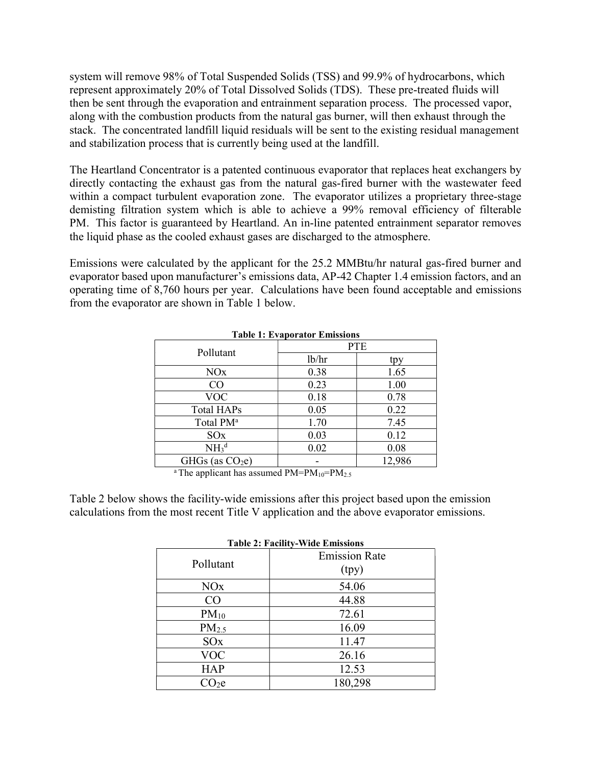system will remove 98% of Total Suspended Solids (TSS) and 99.9% of hydrocarbons, which represent approximately 20% of Total Dissolved Solids (TDS). These pre-treated fluids will then be sent through the evaporation and entrainment separation process. The processed vapor, along with the combustion products from the natural gas burner, will then exhaust through the stack. The concentrated landfill liquid residuals will be sent to the existing residual management and stabilization process that is currently being used at the landfill.

The Heartland Concentrator is a patented continuous evaporator that replaces heat exchangers by directly contacting the exhaust gas from the natural gas-fired burner with the wastewater feed within a compact turbulent evaporation zone. The evaporator utilizes a proprietary three-stage demisting filtration system which is able to achieve a 99% removal efficiency of filterable PM. This factor is guaranteed by Heartland. An in-line patented entrainment separator removes the liquid phase as the cooled exhaust gases are discharged to the atmosphere.

Emissions were calculated by the applicant for the 25.2 MMBtu/hr natural gas-fired burner and evaporator based upon manufacturer's emissions data, AP-42 Chapter 1.4 emission factors, and an operating time of 8,760 hours per year. Calculations have been found acceptable and emissions from the evaporator are shown in Table 1 below.

**Table 1: Evaporator Emissions**

| Pollutant | PTE | |
|---|---|---|
| | lb/hr | tpy |
| NOx | 0.38 | 1.65 |
| CO | 0.23 | 1.00 |
| VOC | 0.18 | 0.78 |
| Total HAPs | 0.05 | 0.22 |
| Total PM[a] | 1.70 | 7.45 |
| SOx | 0.03 | 0.12 |
| $NH_3$[d] | 0.02 | 0.08 |
| GHGs (as $CO_2e$) | - | 12,986 |

[a] The applicant has assumed PM=$PM_{10}$=$PM_{2.5}$

Table 2 below shows the facility-wide emissions after this project based upon the emission calculations from the most recent Title V application and the above evaporator emissions.

**Table 2: Facility-Wide Emissions**

| Pollutant | Emission Rate (tpy) |
|---|---|
| NOx | 54.06 |
| CO | 44.88 |
| $PM_{10}$ | 72.61 |
| $PM_{2.5}$ | 16.09 |
| SOx | 11.47 |
| VOC | 26.16 |
| HAP | 12.53 |
| $CO_2e$ | 180,298 |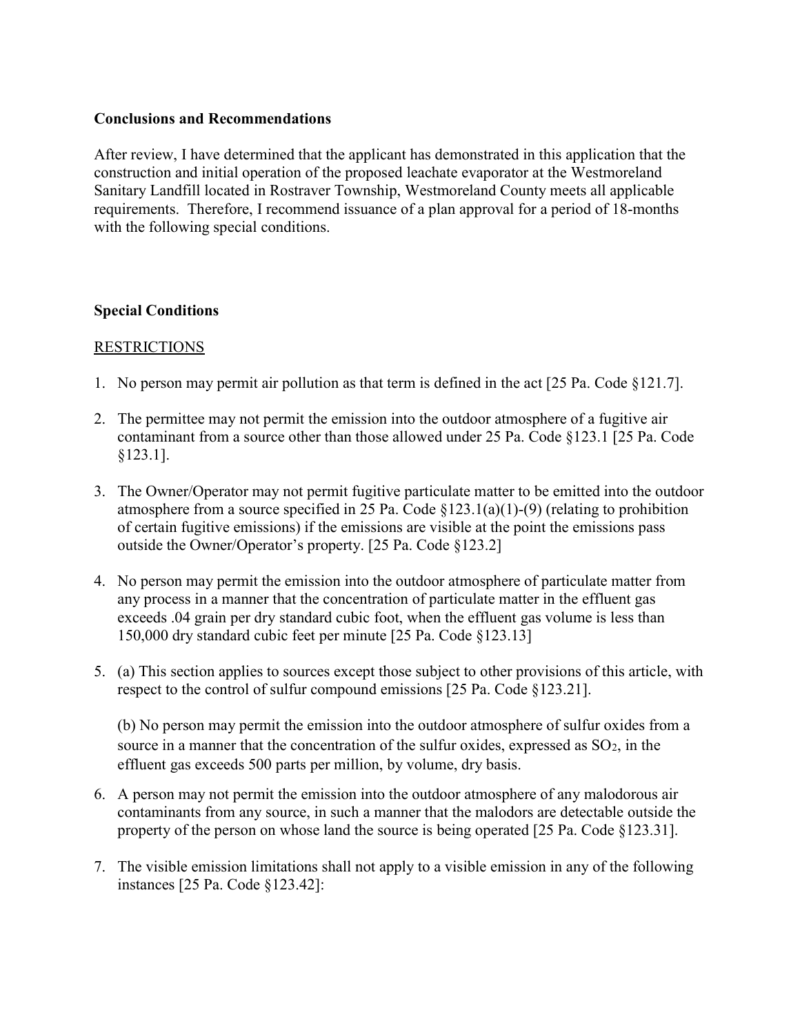**Conclusions and Recommendations**

After review, I have determined that the applicant has demonstrated in this application that the construction and initial operation of the proposed leachate evaporator at the Westmoreland Sanitary Landfill located in Rostraver Township, Westmoreland County meets all applicable requirements. Therefore, I recommend issuance of a plan approval for a period of 18-months with the following special conditions.

**Special Conditions**

<u>RESTRICTIONS</u>

1. No person may permit air pollution as that term is defined in the act [25 Pa. Code §121.7].

2. The permittee may not permit the emission into the outdoor atmosphere of a fugitive air contaminant from a source other than those allowed under 25 Pa. Code §123.1 [25 Pa. Code §123.1].

3. The Owner/Operator may not permit fugitive particulate matter to be emitted into the outdoor atmosphere from a source specified in 25 Pa. Code §123.1(a)(1)-(9) (relating to prohibition of certain fugitive emissions) if the emissions are visible at the point the emissions pass outside the Owner/Operator's property. [25 Pa. Code §123.2]

4. No person may permit the emission into the outdoor atmosphere of particulate matter from any process in a manner that the concentration of particulate matter in the effluent gas exceeds .04 grain per dry standard cubic foot, when the effluent gas volume is less than 150,000 dry standard cubic feet per minute [25 Pa. Code §123.13]

5. (a) This section applies to sources except those subject to other provisions of this article, with respect to the control of sulfur compound emissions [25 Pa. Code §123.21].

   (b) No person may permit the emission into the outdoor atmosphere of sulfur oxides from a source in a manner that the concentration of the sulfur oxides, expressed as $SO_2$, in the effluent gas exceeds 500 parts per million, by volume, dry basis.

6. A person may not permit the emission into the outdoor atmosphere of any malodorous air contaminants from any source, in such a manner that the malodors are detectable outside the property of the person on whose land the source is being operated [25 Pa. Code §123.31].

7. The visible emission limitations shall not apply to a visible emission in any of the following instances [25 Pa. Code §123.42]: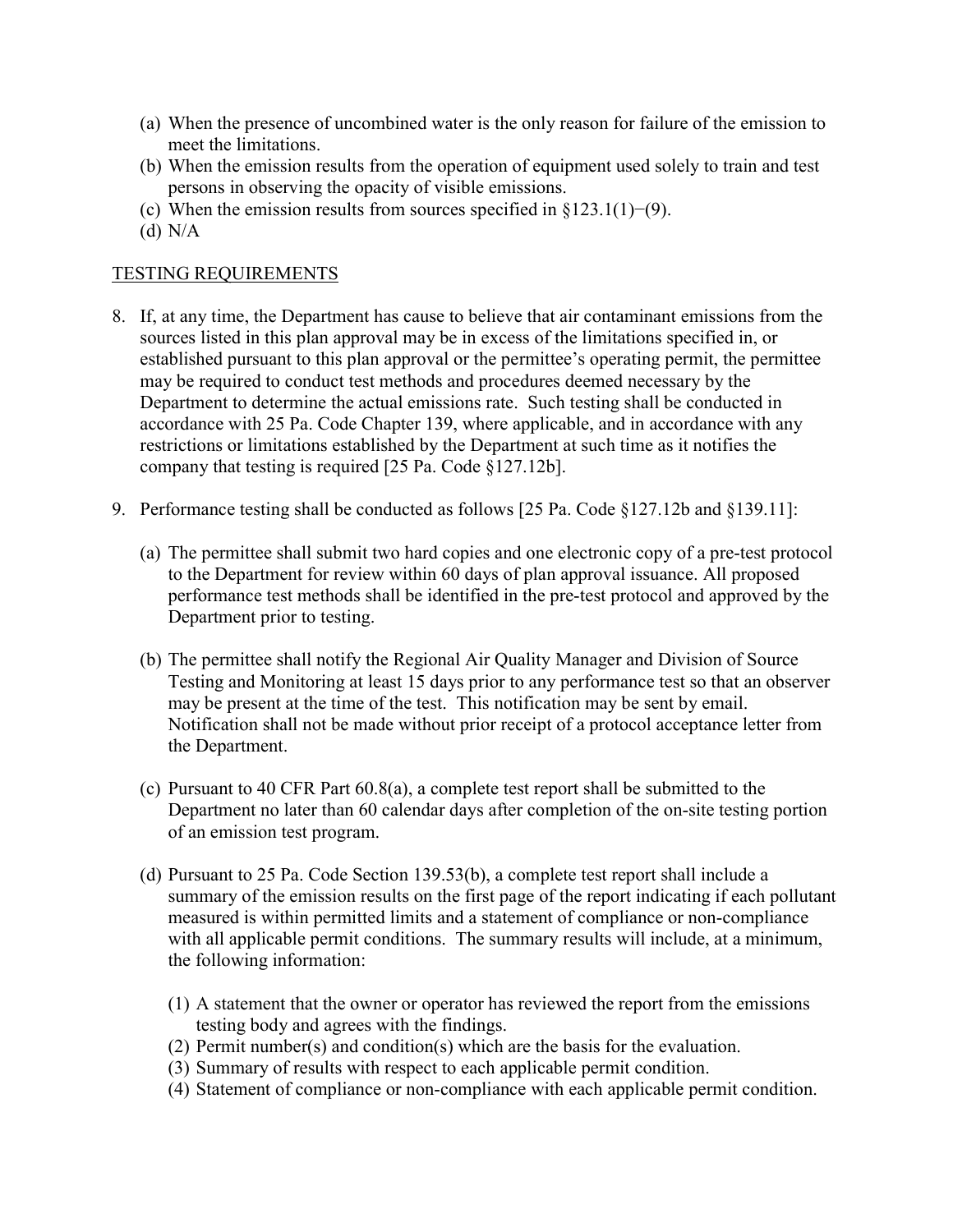(a) When the presence of uncombined water is the only reason for failure of the emission to meet the limitations.
(b) When the emission results from the operation of equipment used solely to train and test persons in observing the opacity of visible emissions.
(c) When the emission results from sources specified in §123.1(1)−(9).
(d) N/A

TESTING REQUIREMENTS

8. If, at any time, the Department has cause to believe that air contaminant emissions from the sources listed in this plan approval may be in excess of the limitations specified in, or established pursuant to this plan approval or the permittee's operating permit, the permittee may be required to conduct test methods and procedures deemed necessary by the Department to determine the actual emissions rate. Such testing shall be conducted in accordance with 25 Pa. Code Chapter 139, where applicable, and in accordance with any restrictions or limitations established by the Department at such time as it notifies the company that testing is required [25 Pa. Code §127.12b].

9. Performance testing shall be conducted as follows [25 Pa. Code §127.12b and §139.11]:

   (a) The permittee shall submit two hard copies and one electronic copy of a pre-test protocol to the Department for review within 60 days of plan approval issuance. All proposed performance test methods shall be identified in the pre-test protocol and approved by the Department prior to testing.

   (b) The permittee shall notify the Regional Air Quality Manager and Division of Source Testing and Monitoring at least 15 days prior to any performance test so that an observer may be present at the time of the test. This notification may be sent by email. Notification shall not be made without prior receipt of a protocol acceptance letter from the Department.

   (c) Pursuant to 40 CFR Part 60.8(a), a complete test report shall be submitted to the Department no later than 60 calendar days after completion of the on-site testing portion of an emission test program.

   (d) Pursuant to 25 Pa. Code Section 139.53(b), a complete test report shall include a summary of the emission results on the first page of the report indicating if each pollutant measured is within permitted limits and a statement of compliance or non-compliance with all applicable permit conditions. The summary results will include, at a minimum, the following information:

      (1) A statement that the owner or operator has reviewed the report from the emissions testing body and agrees with the findings.
      (2) Permit number(s) and condition(s) which are the basis for the evaluation.
      (3) Summary of results with respect to each applicable permit condition.
      (4) Statement of compliance or non-compliance with each applicable permit condition.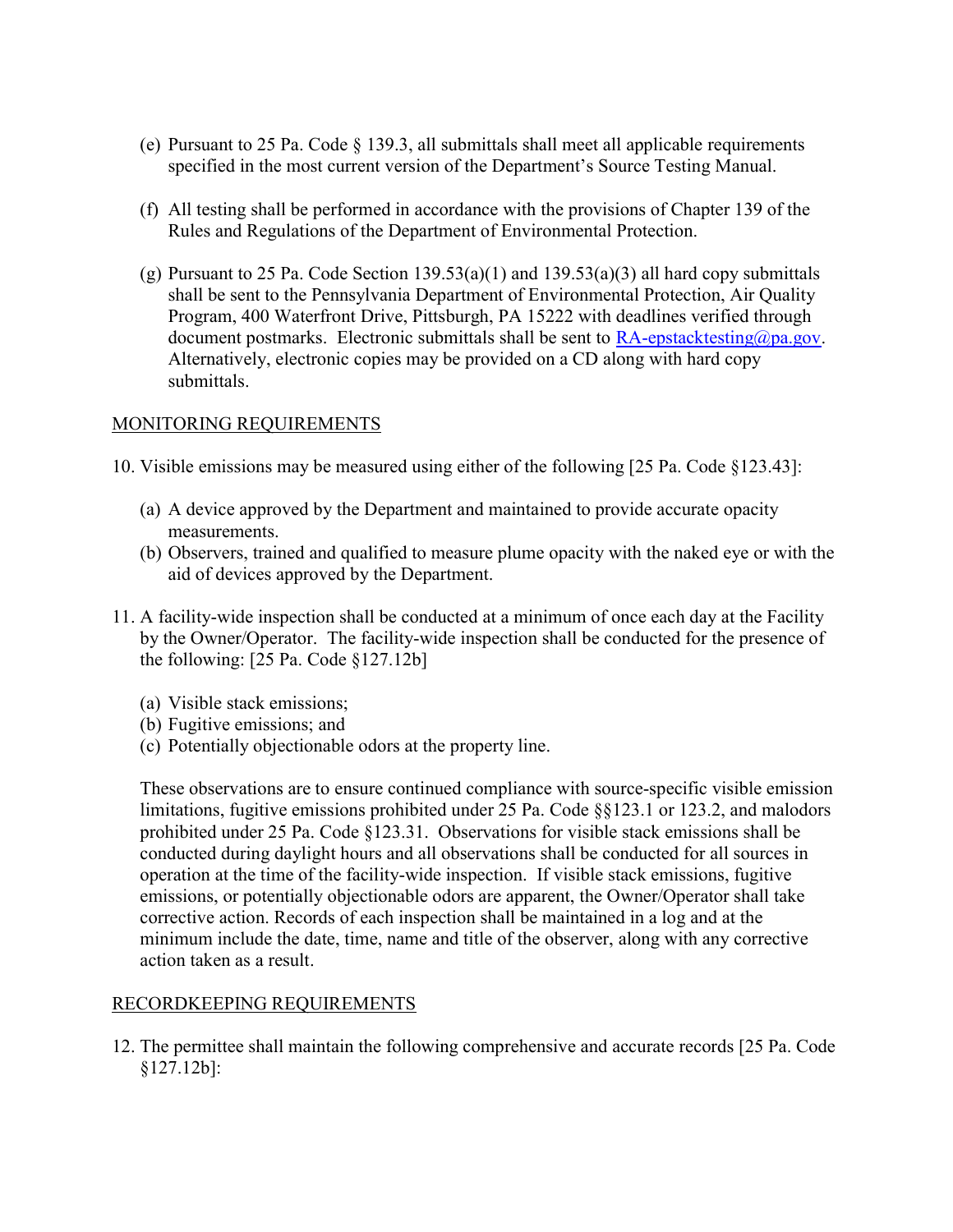(e) Pursuant to 25 Pa. Code § 139.3, all submittals shall meet all applicable requirements specified in the most current version of the Department's Source Testing Manual.

(f) All testing shall be performed in accordance with the provisions of Chapter 139 of the Rules and Regulations of the Department of Environmental Protection.

(g) Pursuant to 25 Pa. Code Section 139.53(a)(1) and 139.53(a)(3) all hard copy submittals shall be sent to the Pennsylvania Department of Environmental Protection, Air Quality Program, 400 Waterfront Drive, Pittsburgh, PA 15222 with deadlines verified through document postmarks. Electronic submittals shall be sent to RA-epstacktesting@pa.gov. Alternatively, electronic copies may be provided on a CD along with hard copy submittals.

MONITORING REQUIREMENTS

10. Visible emissions may be measured using either of the following [25 Pa. Code §123.43]:

    (a) A device approved by the Department and maintained to provide accurate opacity measurements.
    (b) Observers, trained and qualified to measure plume opacity with the naked eye or with the aid of devices approved by the Department.

11. A facility-wide inspection shall be conducted at a minimum of once each day at the Facility by the Owner/Operator. The facility-wide inspection shall be conducted for the presence of the following: [25 Pa. Code §127.12b]

    (a) Visible stack emissions;
    (b) Fugitive emissions; and
    (c) Potentially objectionable odors at the property line.

    These observations are to ensure continued compliance with source-specific visible emission limitations, fugitive emissions prohibited under 25 Pa. Code §§123.1 or 123.2, and malodors prohibited under 25 Pa. Code §123.31. Observations for visible stack emissions shall be conducted during daylight hours and all observations shall be conducted for all sources in operation at the time of the facility-wide inspection. If visible stack emissions, fugitive emissions, or potentially objectionable odors are apparent, the Owner/Operator shall take corrective action. Records of each inspection shall be maintained in a log and at the minimum include the date, time, name and title of the observer, along with any corrective action taken as a result.

RECORDKEEPING REQUIREMENTS

12. The permittee shall maintain the following comprehensive and accurate records [25 Pa. Code §127.12b]: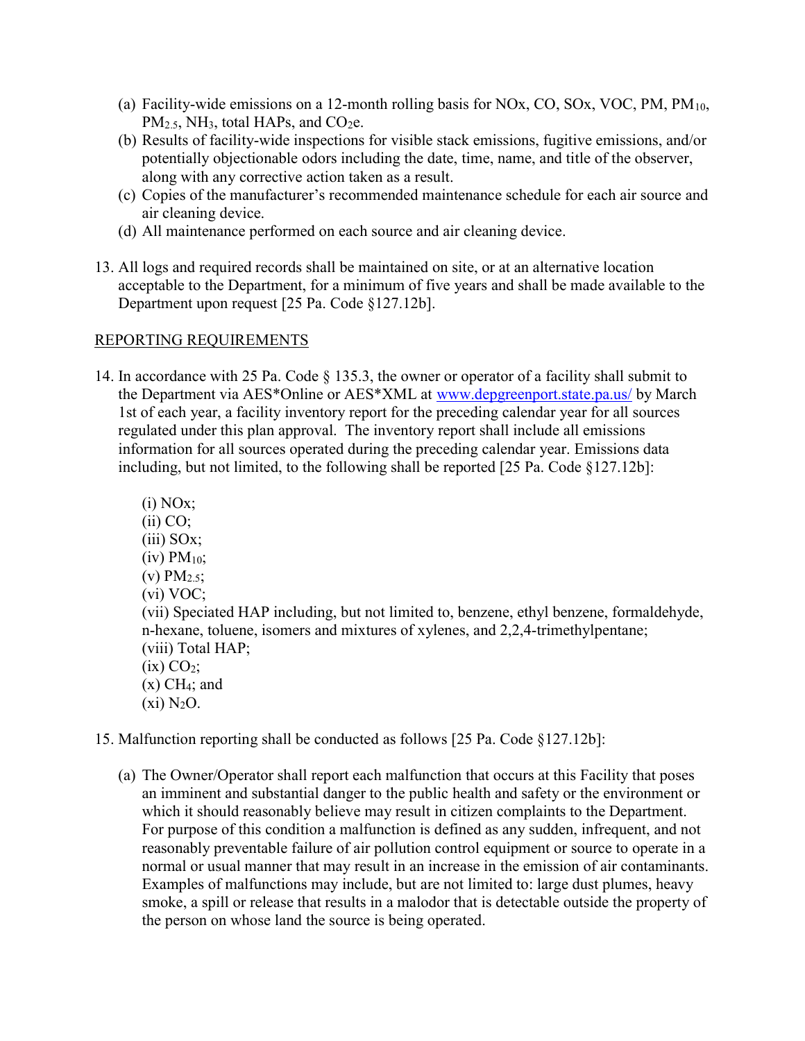(a) Facility-wide emissions on a 12-month rolling basis for NOx, CO, SOx, VOC, PM, $PM_{10}$, $PM_{2.5}$, $NH_3$, total HAPs, and $CO_2e$.
(b) Results of facility-wide inspections for visible stack emissions, fugitive emissions, and/or potentially objectionable odors including the date, time, name, and title of the observer, along with any corrective action taken as a result.
(c) Copies of the manufacturer's recommended maintenance schedule for each air source and air cleaning device.
(d) All maintenance performed on each source and air cleaning device.

13. All logs and required records shall be maintained on site, or at an alternative location acceptable to the Department, for a minimum of five years and shall be made available to the Department upon request [25 Pa. Code §127.12b].

REPORTING REQUIREMENTS

14. In accordance with 25 Pa. Code § 135.3, the owner or operator of a facility shall submit to the Department via AES*Online or AES*XML at www.depgreenport.state.pa.us/ by March 1st of each year, a facility inventory report for the preceding calendar year for all sources regulated under this plan approval. The inventory report shall include all emissions information for all sources operated during the preceding calendar year. Emissions data including, but not limited, to the following shall be reported [25 Pa. Code §127.12b]:

    (i) NOx;
    (ii) CO;
    (iii) SOx;
    (iv) $PM_{10}$;
    (v) $PM_{2.5}$;
    (vi) VOC;
    (vii) Speciated HAP including, but not limited to, benzene, ethyl benzene, formaldehyde, n-hexane, toluene, isomers and mixtures of xylenes, and 2,2,4-trimethylpentane;
    (viii) Total HAP;
    (ix) $CO_2$;
    (x) $CH_4$; and
    (xi) $N_2O$.

15. Malfunction reporting shall be conducted as follows [25 Pa. Code §127.12b]:

    (a) The Owner/Operator shall report each malfunction that occurs at this Facility that poses an imminent and substantial danger to the public health and safety or the environment or which it should reasonably believe may result in citizen complaints to the Department. For purpose of this condition a malfunction is defined as any sudden, infrequent, and not reasonably preventable failure of air pollution control equipment or source to operate in a normal or usual manner that may result in an increase in the emission of air contaminants. Examples of malfunctions may include, but are not limited to: large dust plumes, heavy smoke, a spill or release that results in a malodor that is detectable outside the property of the person on whose land the source is being operated.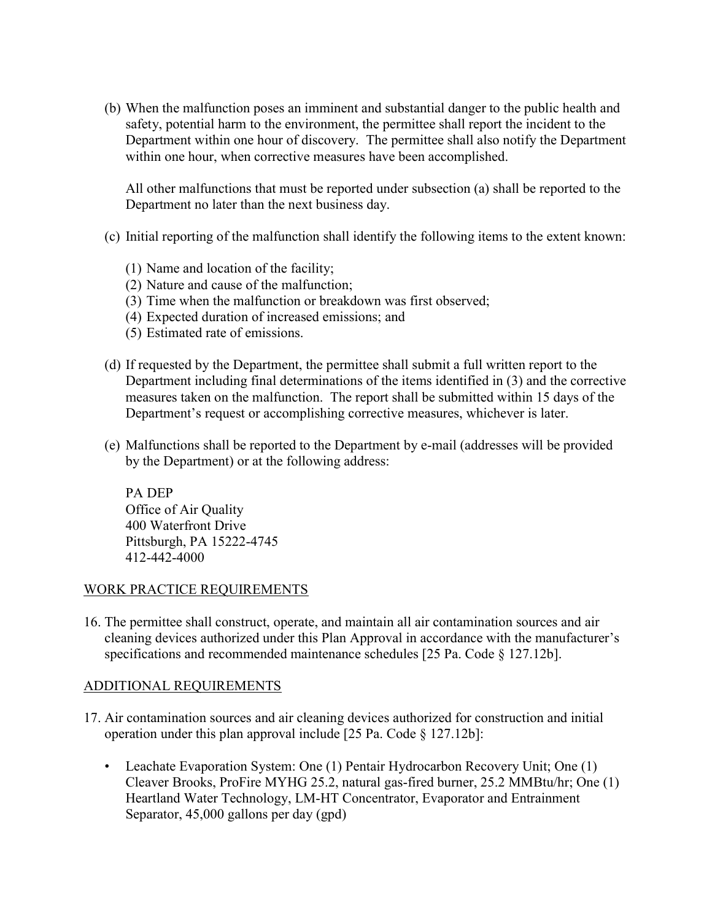(b) When the malfunction poses an imminent and substantial danger to the public health and safety, potential harm to the environment, the permittee shall report the incident to the Department within one hour of discovery. The permittee shall also notify the Department within one hour, when corrective measures have been accomplished.

All other malfunctions that must be reported under subsection (a) shall be reported to the Department no later than the next business day.

(c) Initial reporting of the malfunction shall identify the following items to the extent known:

(1) Name and location of the facility;
(2) Nature and cause of the malfunction;
(3) Time when the malfunction or breakdown was first observed;
(4) Expected duration of increased emissions; and
(5) Estimated rate of emissions.

(d) If requested by the Department, the permittee shall submit a full written report to the Department including final determinations of the items identified in (3) and the corrective measures taken on the malfunction. The report shall be submitted within 15 days of the Department's request or accomplishing corrective measures, whichever is later.

(e) Malfunctions shall be reported to the Department by e-mail (addresses will be provided by the Department) or at the following address:

PA DEP
Office of Air Quality
400 Waterfront Drive
Pittsburgh, PA 15222-4745
412-442-4000

WORK PRACTICE REQUIREMENTS

16. The permittee shall construct, operate, and maintain all air contamination sources and air cleaning devices authorized under this Plan Approval in accordance with the manufacturer's specifications and recommended maintenance schedules [25 Pa. Code § 127.12b].

ADDITIONAL REQUIREMENTS

17. Air contamination sources and air cleaning devices authorized for construction and initial operation under this plan approval include [25 Pa. Code § 127.12b]:

- Leachate Evaporation System: One (1) Pentair Hydrocarbon Recovery Unit; One (1) Cleaver Brooks, ProFire MYHG 25.2, natural gas-fired burner, 25.2 MMBtu/hr; One (1) Heartland Water Technology, LM-HT Concentrator, Evaporator and Entrainment Separator, 45,000 gallons per day (gpd)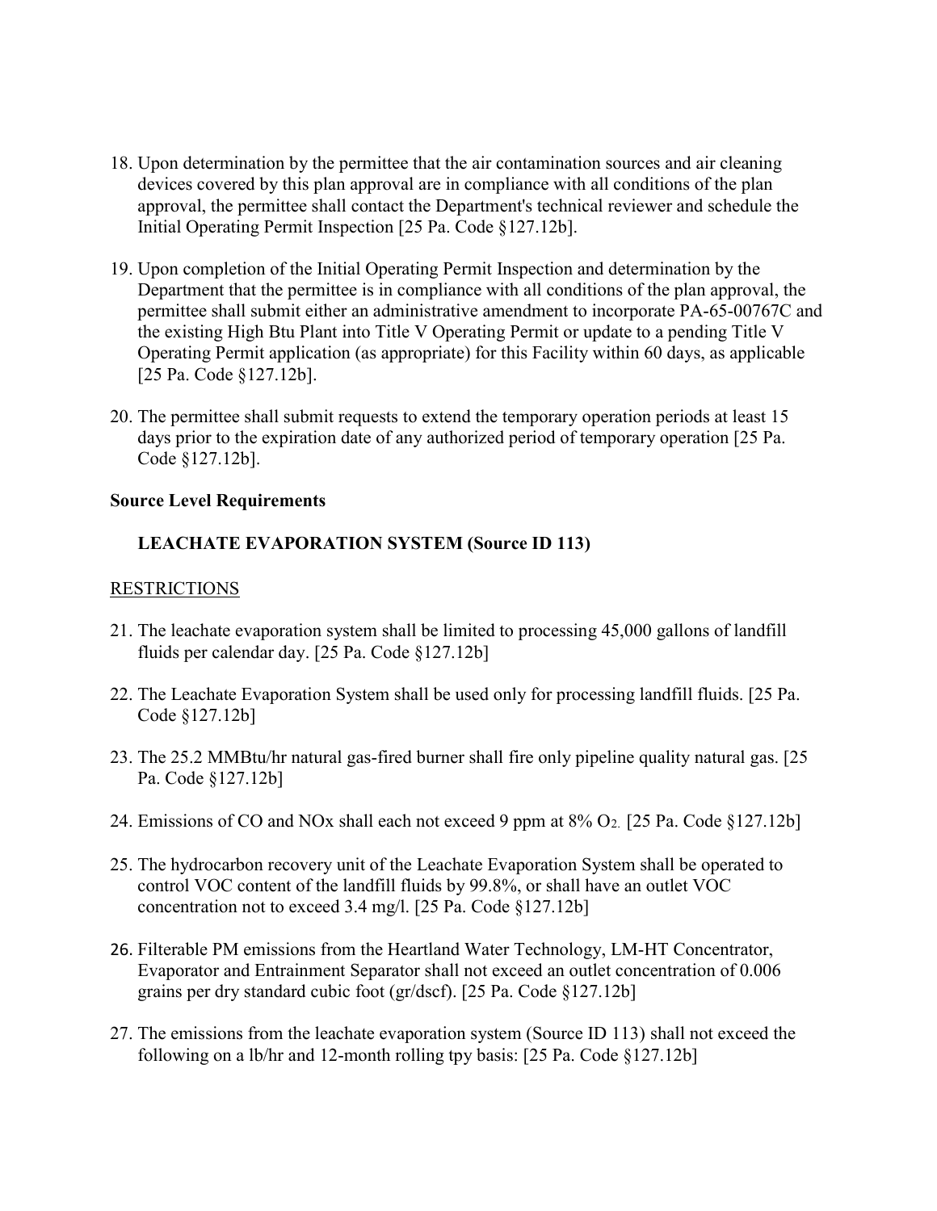18. Upon determination by the permittee that the air contamination sources and air cleaning devices covered by this plan approval are in compliance with all conditions of the plan approval, the permittee shall contact the Department's technical reviewer and schedule the Initial Operating Permit Inspection [25 Pa. Code §127.12b].

19. Upon completion of the Initial Operating Permit Inspection and determination by the Department that the permittee is in compliance with all conditions of the plan approval, the permittee shall submit either an administrative amendment to incorporate PA-65-00767C and the existing High Btu Plant into Title V Operating Permit or update to a pending Title V Operating Permit application (as appropriate) for this Facility within 60 days, as applicable [25 Pa. Code §127.12b].

20. The permittee shall submit requests to extend the temporary operation periods at least 15 days prior to the expiration date of any authorized period of temporary operation [25 Pa. Code §127.12b].

**Source Level Requirements**

**LEACHATE EVAPORATION SYSTEM (Source ID 113)**

RESTRICTIONS

21. The leachate evaporation system shall be limited to processing 45,000 gallons of landfill fluids per calendar day. [25 Pa. Code §127.12b]

22. The Leachate Evaporation System shall be used only for processing landfill fluids. [25 Pa. Code §127.12b]

23. The 25.2 MMBtu/hr natural gas-fired burner shall fire only pipeline quality natural gas. [25 Pa. Code §127.12b]

24. Emissions of CO and NOx shall each not exceed 9 ppm at 8% $O_2$. [25 Pa. Code §127.12b]

25. The hydrocarbon recovery unit of the Leachate Evaporation System shall be operated to control VOC content of the landfill fluids by 99.8%, or shall have an outlet VOC concentration not to exceed 3.4 mg/l. [25 Pa. Code §127.12b]

26. Filterable PM emissions from the Heartland Water Technology, LM-HT Concentrator, Evaporator and Entrainment Separator shall not exceed an outlet concentration of 0.006 grains per dry standard cubic foot (gr/dscf). [25 Pa. Code §127.12b]

27. The emissions from the leachate evaporation system (Source ID 113) shall not exceed the following on a lb/hr and 12-month rolling tpy basis: [25 Pa. Code §127.12b]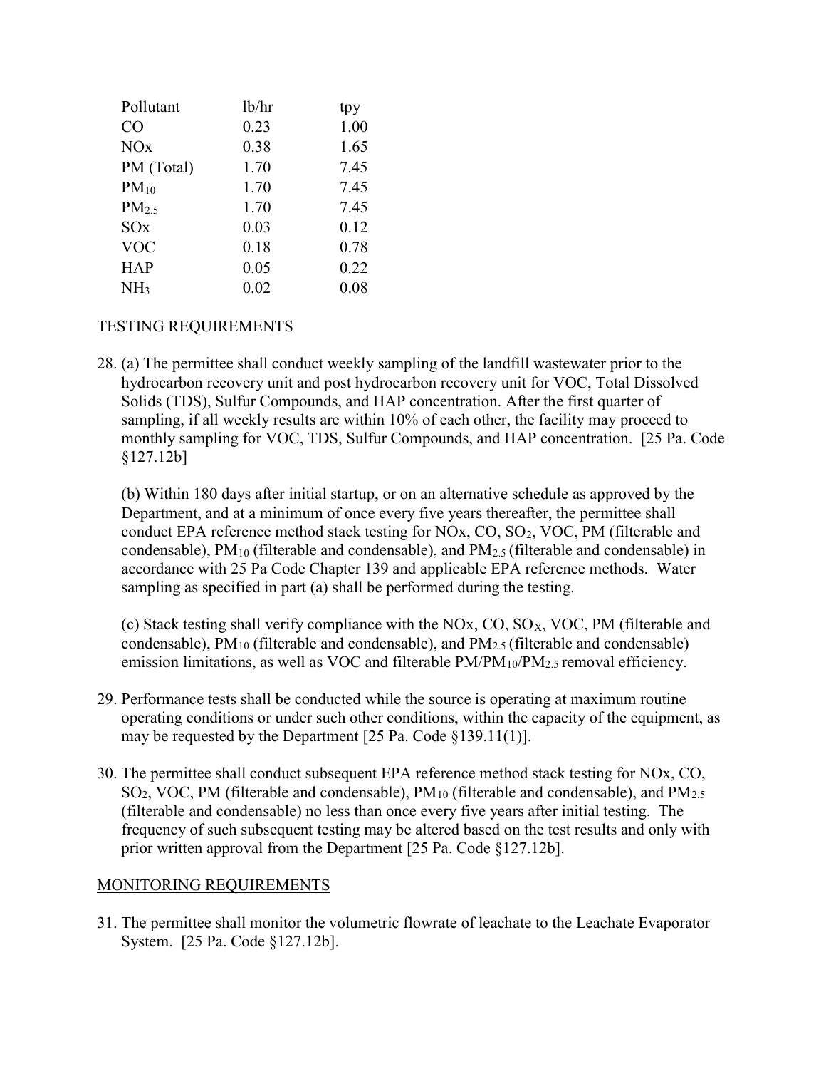| Pollutant | lb/hr | tpy |
|---|---|---|
| CO | 0.23 | 1.00 |
| NOx | 0.38 | 1.65 |
| PM (Total) | 1.70 | 7.45 |
| $PM_{10}$ | 1.70 | 7.45 |
| $PM_{2.5}$ | 1.70 | 7.45 |
| SOx | 0.03 | 0.12 |
| VOC | 0.18 | 0.78 |
| HAP | 0.05 | 0.22 |
| $NH_3$ | 0.02 | 0.08 |

TESTING REQUIREMENTS

28. (a) The permittee shall conduct weekly sampling of the landfill wastewater prior to the hydrocarbon recovery unit and post hydrocarbon recovery unit for VOC, Total Dissolved Solids (TDS), Sulfur Compounds, and HAP concentration. After the first quarter of sampling, if all weekly results are within 10% of each other, the facility may proceed to monthly sampling for VOC, TDS, Sulfur Compounds, and HAP concentration. [25 Pa. Code §127.12b]

    (b) Within 180 days after initial startup, or on an alternative schedule as approved by the Department, and at a minimum of once every five years thereafter, the permittee shall conduct EPA reference method stack testing for NOx, CO, $SO_2$, VOC, PM (filterable and condensable), $PM_{10}$ (filterable and condensable), and $PM_{2.5}$ (filterable and condensable) in accordance with 25 Pa Code Chapter 139 and applicable EPA reference methods. Water sampling as specified in part (a) shall be performed during the testing.

    (c) Stack testing shall verify compliance with the NOx, CO, $SO_X$, VOC, PM (filterable and condensable), $PM_{10}$ (filterable and condensable), and $PM_{2.5}$ (filterable and condensable) emission limitations, as well as VOC and filterable $PM/PM_{10}/PM_{2.5}$ removal efficiency.

29. Performance tests shall be conducted while the source is operating at maximum routine operating conditions or under such other conditions, within the capacity of the equipment, as may be requested by the Department [25 Pa. Code §139.11(1)].

30. The permittee shall conduct subsequent EPA reference method stack testing for NOx, CO, $SO_2$, VOC, PM (filterable and condensable), $PM_{10}$ (filterable and condensable), and $PM_{2.5}$ (filterable and condensable) no less than once every five years after initial testing. The frequency of such subsequent testing may be altered based on the test results and only with prior written approval from the Department [25 Pa. Code §127.12b].

MONITORING REQUIREMENTS

31. The permittee shall monitor the volumetric flowrate of leachate to the Leachate Evaporator System. [25 Pa. Code §127.12b].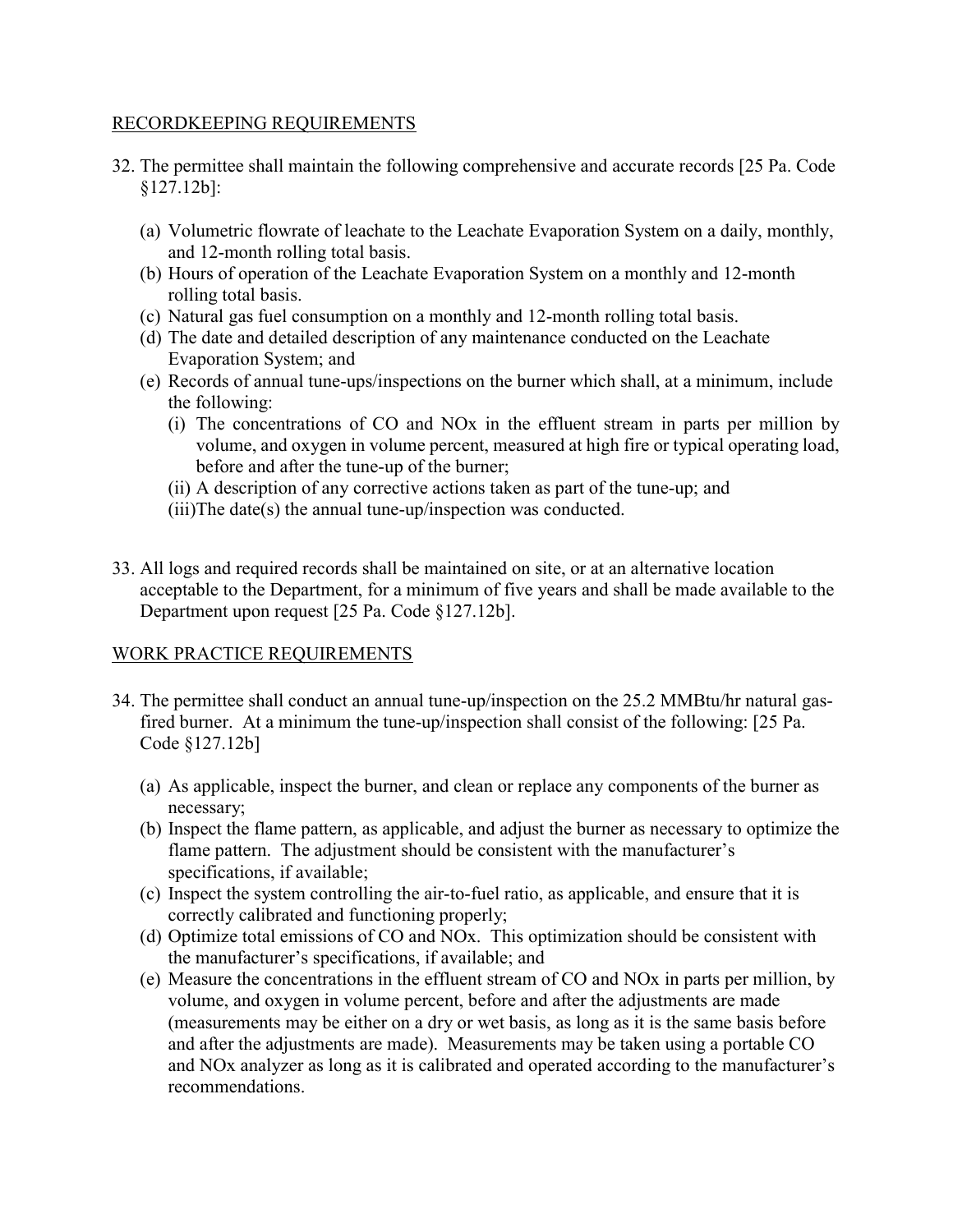RECORDKEEPING REQUIREMENTS

32. The permittee shall maintain the following comprehensive and accurate records [25 Pa. Code §127.12b]:

    (a) Volumetric flowrate of leachate to the Leachate Evaporation System on a daily, monthly, and 12-month rolling total basis.
    (b) Hours of operation of the Leachate Evaporation System on a monthly and 12-month rolling total basis.
    (c) Natural gas fuel consumption on a monthly and 12-month rolling total basis.
    (d) The date and detailed description of any maintenance conducted on the Leachate Evaporation System; and
    (e) Records of annual tune-ups/inspections on the burner which shall, at a minimum, include the following:
        (i) The concentrations of CO and NOx in the effluent stream in parts per million by volume, and oxygen in volume percent, measured at high fire or typical operating load, before and after the tune-up of the burner;
        (ii) A description of any corrective actions taken as part of the tune-up; and
        (iii) The date(s) the annual tune-up/inspection was conducted.

33. All logs and required records shall be maintained on site, or at an alternative location acceptable to the Department, for a minimum of five years and shall be made available to the Department upon request [25 Pa. Code §127.12b].

WORK PRACTICE REQUIREMENTS

34. The permittee shall conduct an annual tune-up/inspection on the 25.2 MMBtu/hr natural gas-fired burner. At a minimum the tune-up/inspection shall consist of the following: [25 Pa. Code §127.12b]

    (a) As applicable, inspect the burner, and clean or replace any components of the burner as necessary;
    (b) Inspect the flame pattern, as applicable, and adjust the burner as necessary to optimize the flame pattern. The adjustment should be consistent with the manufacturer's specifications, if available;
    (c) Inspect the system controlling the air-to-fuel ratio, as applicable, and ensure that it is correctly calibrated and functioning properly;
    (d) Optimize total emissions of CO and NOx. This optimization should be consistent with the manufacturer's specifications, if available; and
    (e) Measure the concentrations in the effluent stream of CO and NOx in parts per million, by volume, and oxygen in volume percent, before and after the adjustments are made (measurements may be either on a dry or wet basis, as long as it is the same basis before and after the adjustments are made). Measurements may be taken using a portable CO and NOx analyzer as long as it is calibrated and operated according to the manufacturer's recommendations.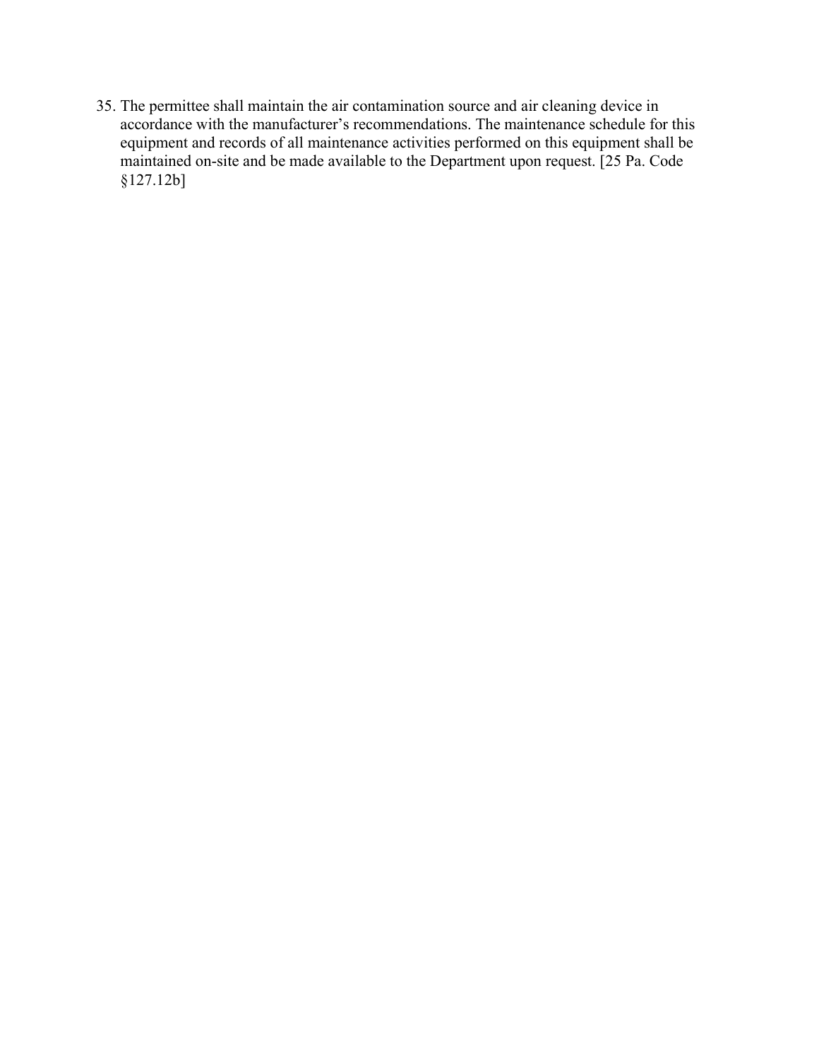35. The permittee shall maintain the air contamination source and air cleaning device in accordance with the manufacturer's recommendations. The maintenance schedule for this equipment and records of all maintenance activities performed on this equipment shall be maintained on-site and be made available to the Department upon request. [25 Pa. Code §127.12b]